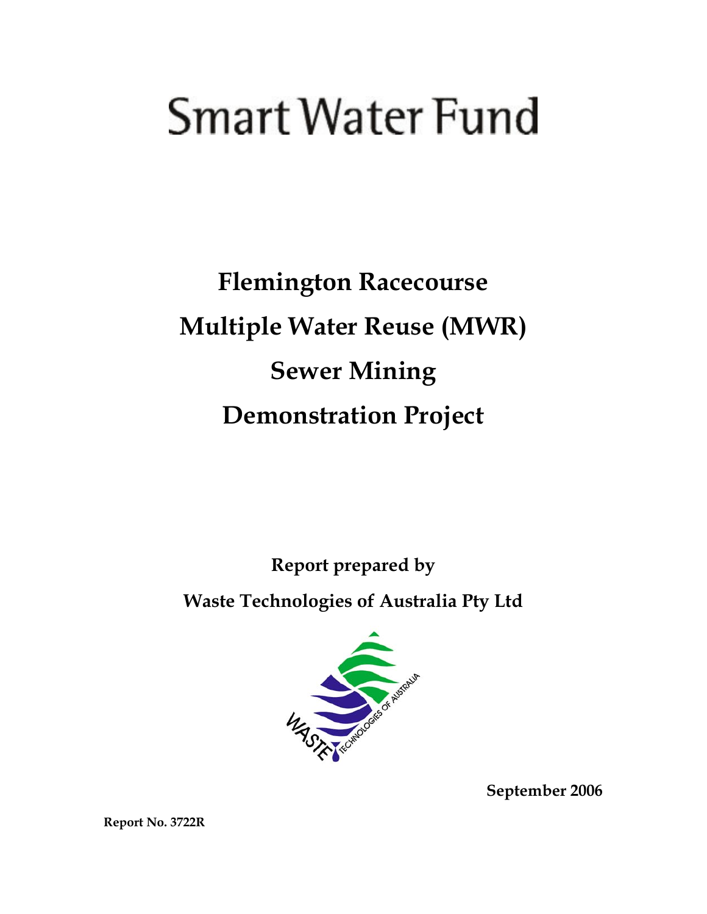# Smart Water Fund

## Flemington Racecourse
## Multiple Water Reuse (MWR)
## Sewer Mining
## Demonstration Project

**Report prepared by**

**Waste Technologies of Australia Pty Ltd**

**September 2006**

**Report No. 3722R**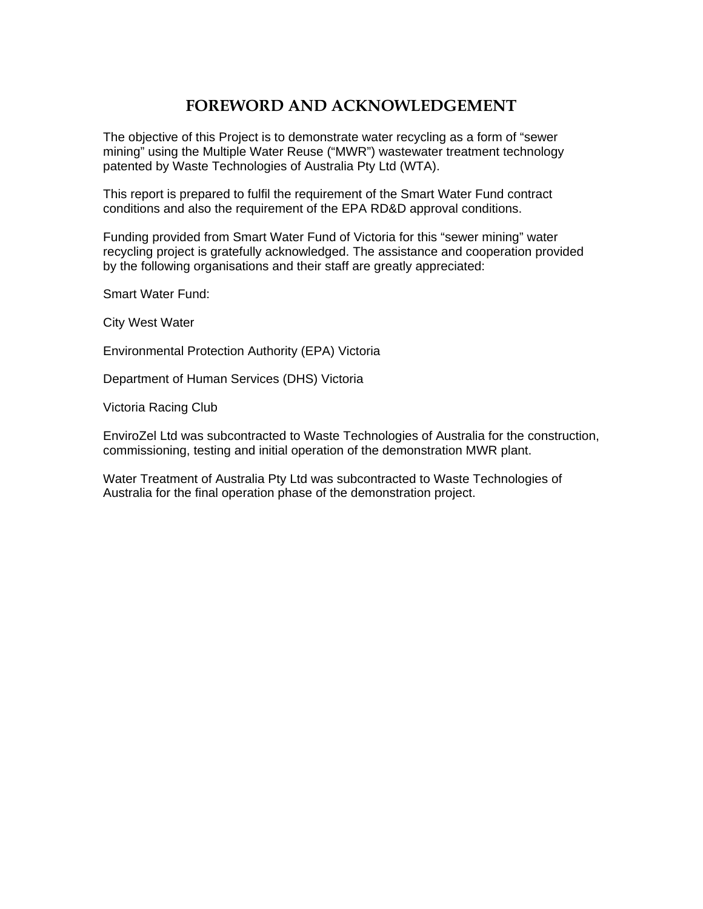# FOREWORD AND ACKNOWLEDGEMENT

The objective of this Project is to demonstrate water recycling as a form of "sewer mining" using the Multiple Water Reuse ("MWR") wastewater treatment technology patented by Waste Technologies of Australia Pty Ltd (WTA).

This report is prepared to fulfil the requirement of the Smart Water Fund contract conditions and also the requirement of the EPA RD&D approval conditions.

Funding provided from Smart Water Fund of Victoria for this "sewer mining" water recycling project is gratefully acknowledged. The assistance and cooperation provided by the following organisations and their staff are greatly appreciated:

Smart Water Fund:

City West Water

Environmental Protection Authority (EPA) Victoria

Department of Human Services (DHS) Victoria

Victoria Racing Club

EnviroZel Ltd was subcontracted to Waste Technologies of Australia for the construction, commissioning, testing and initial operation of the demonstration MWR plant.

Water Treatment of Australia Pty Ltd was subcontracted to Waste Technologies of Australia for the final operation phase of the demonstration project.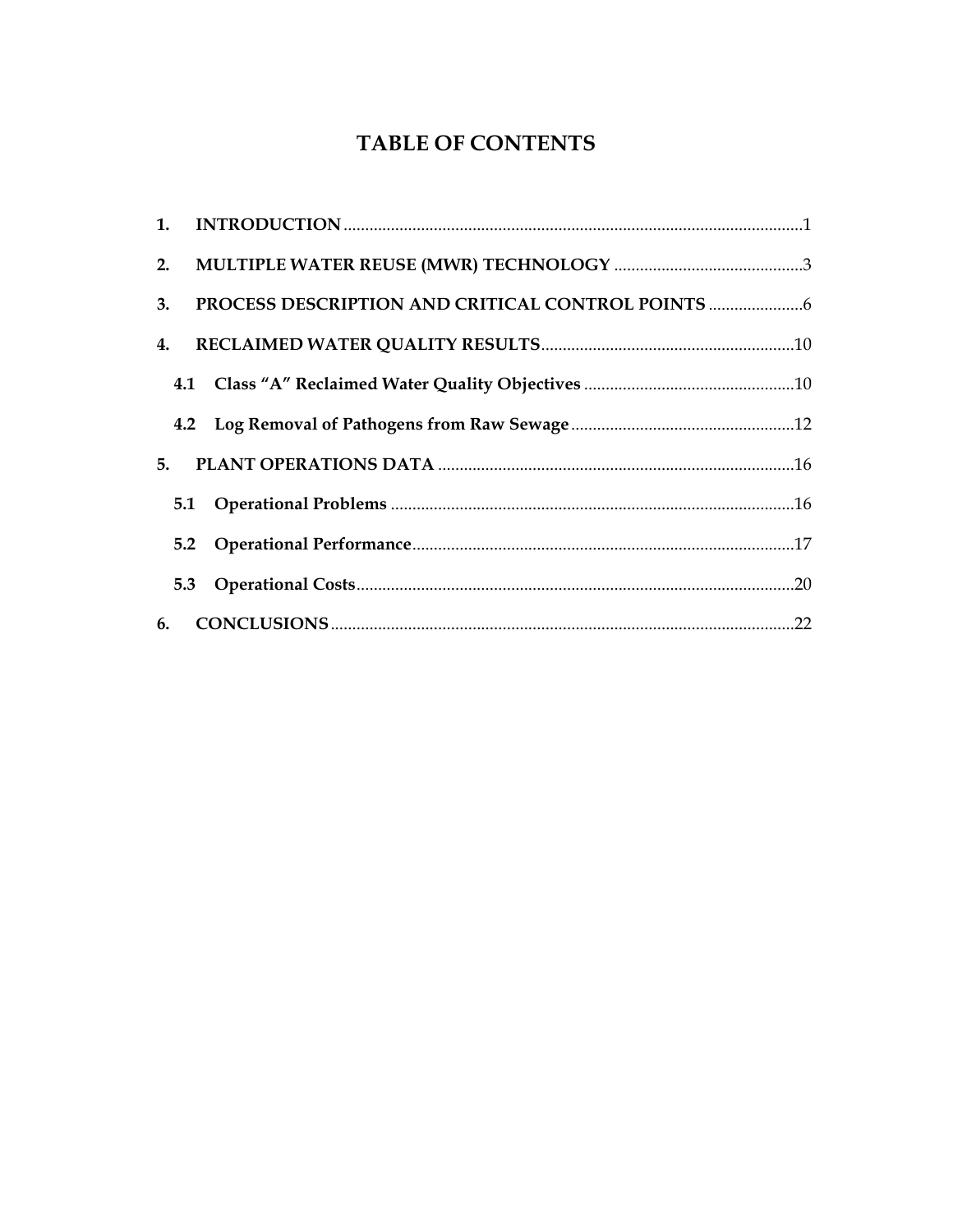# TABLE OF CONTENTS

**1. INTRODUCTION** .......... 1

**2. MULTIPLE WATER REUSE (MWR) TECHNOLOGY** .......... 3

**3. PROCESS DESCRIPTION AND CRITICAL CONTROL POINTS** .......... 6

**4. RECLAIMED WATER QUALITY RESULTS** .......... 10

- **4.1 Class "A" Reclaimed Water Quality Objectives** .......... 10
- **4.2 Log Removal of Pathogens from Raw Sewage** .......... 12

**5. PLANT OPERATIONS DATA** .......... 16

- **5.1 Operational Problems** .......... 16
- **5.2 Operational Performance** .......... 17
- **5.3 Operational Costs** .......... 20

**6. CONCLUSIONS** .......... 22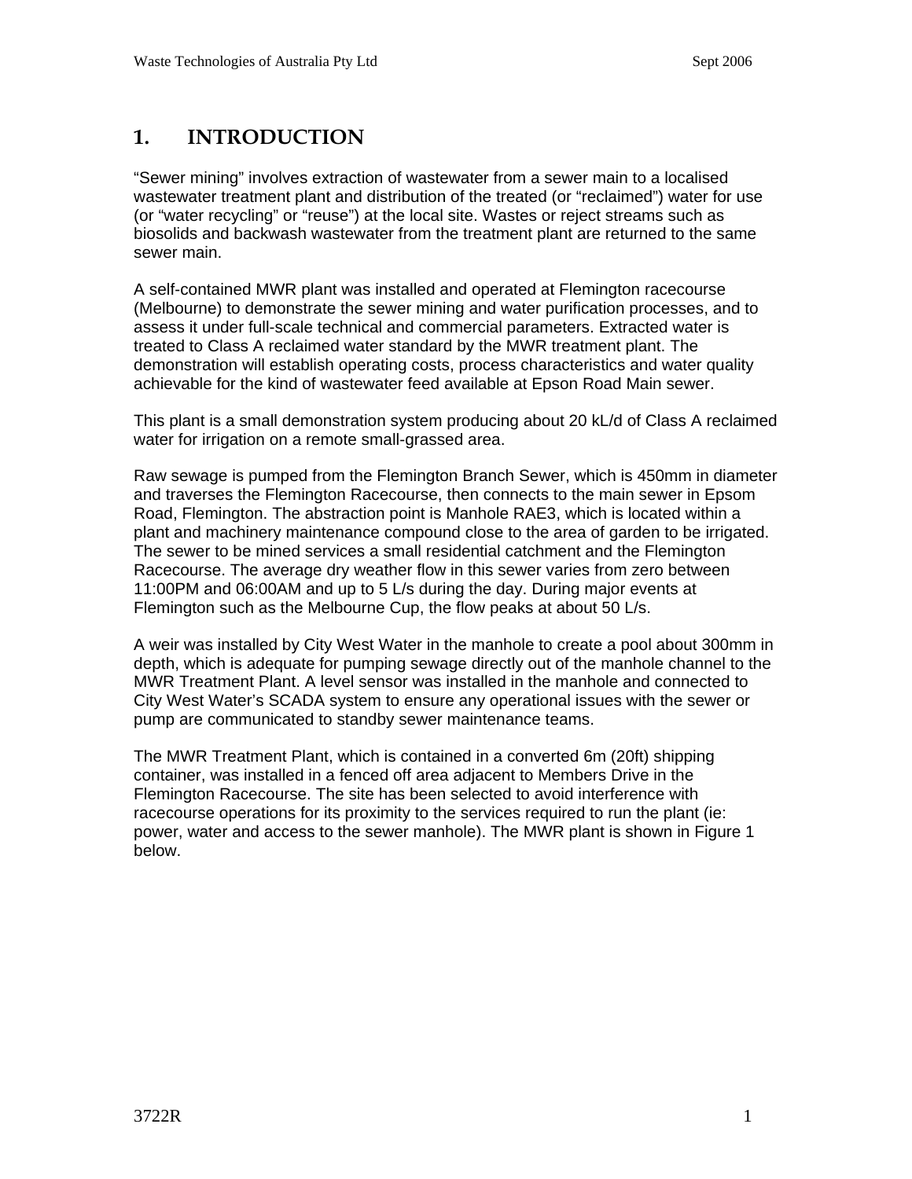# 1. INTRODUCTION

"Sewer mining" involves extraction of wastewater from a sewer main to a localised wastewater treatment plant and distribution of the treated (or "reclaimed") water for use (or "water recycling" or "reuse") at the local site. Wastes or reject streams such as biosolids and backwash wastewater from the treatment plant are returned to the same sewer main.

A self-contained MWR plant was installed and operated at Flemington racecourse (Melbourne) to demonstrate the sewer mining and water purification processes, and to assess it under full-scale technical and commercial parameters. Extracted water is treated to Class A reclaimed water standard by the MWR treatment plant. The demonstration will establish operating costs, process characteristics and water quality achievable for the kind of wastewater feed available at Epson Road Main sewer.

This plant is a small demonstration system producing about 20 kL/d of Class A reclaimed water for irrigation on a remote small-grassed area.

Raw sewage is pumped from the Flemington Branch Sewer, which is 450mm in diameter and traverses the Flemington Racecourse, then connects to the main sewer in Epsom Road, Flemington. The abstraction point is Manhole RAE3, which is located within a plant and machinery maintenance compound close to the area of garden to be irrigated. The sewer to be mined services a small residential catchment and the Flemington Racecourse. The average dry weather flow in this sewer varies from zero between 11:00PM and 06:00AM and up to 5 L/s during the day. During major events at Flemington such as the Melbourne Cup, the flow peaks at about 50 L/s.

A weir was installed by City West Water in the manhole to create a pool about 300mm in depth, which is adequate for pumping sewage directly out of the manhole channel to the MWR Treatment Plant. A level sensor was installed in the manhole and connected to City West Water's SCADA system to ensure any operational issues with the sewer or pump are communicated to standby sewer maintenance teams.

The MWR Treatment Plant, which is contained in a converted 6m (20ft) shipping container, was installed in a fenced off area adjacent to Members Drive in the Flemington Racecourse. The site has been selected to avoid interference with racecourse operations for its proximity to the services required to run the plant (ie: power, water and access to the sewer manhole). The MWR plant is shown in Figure 1 below.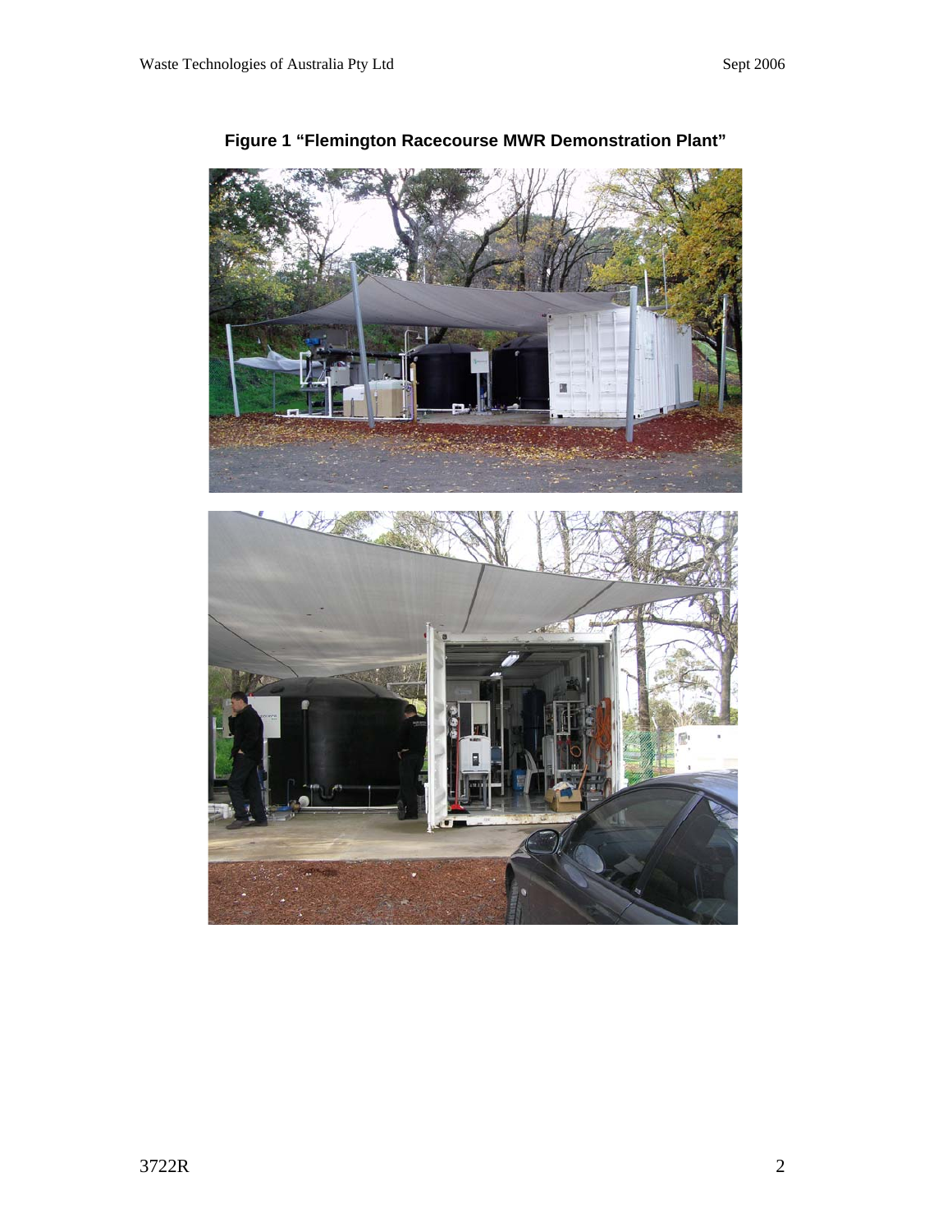**Figure 1 "Flemington Racecourse MWR Demonstration Plant"**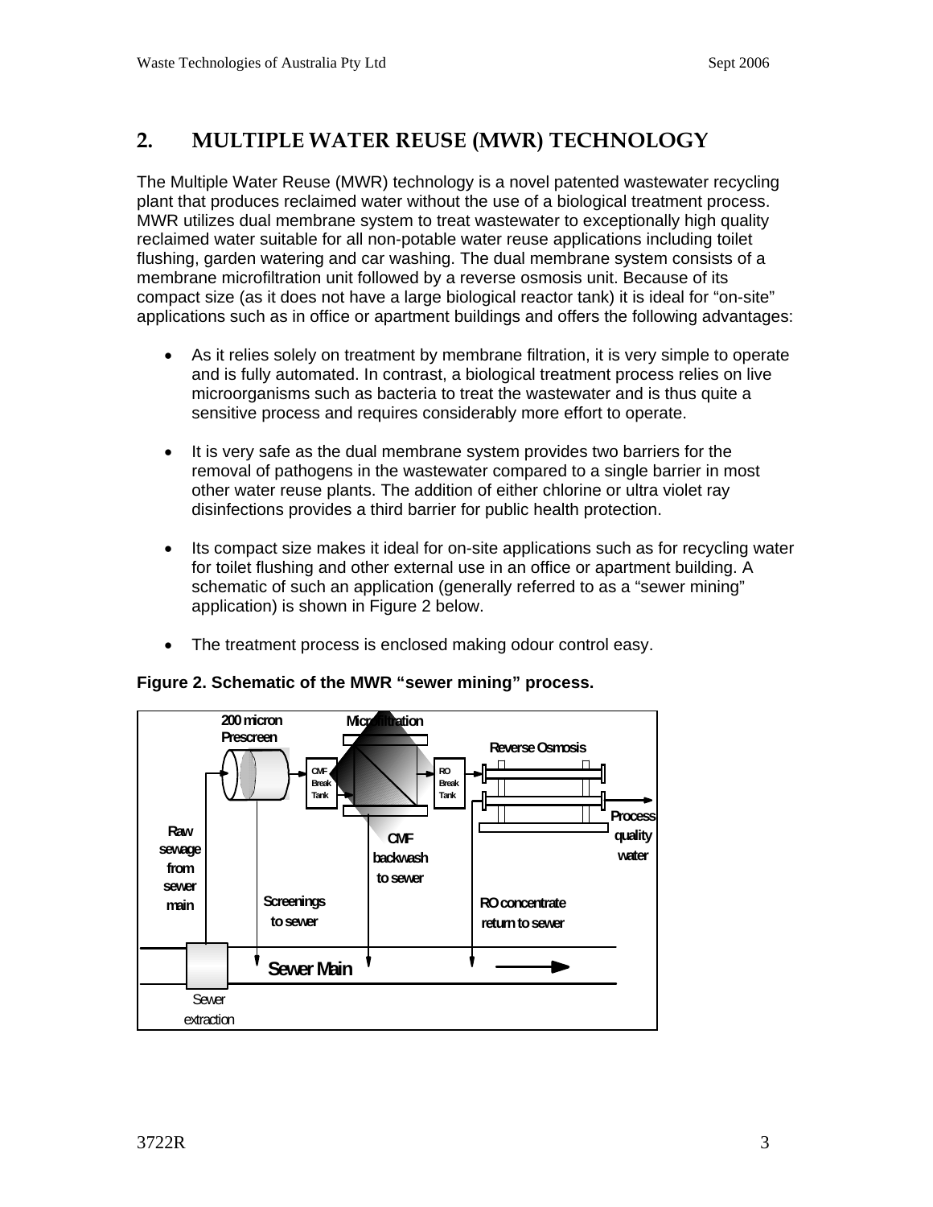## 2. MULTIPLE WATER REUSE (MWR) TECHNOLOGY

The Multiple Water Reuse (MWR) technology is a novel patented wastewater recycling plant that produces reclaimed water without the use of a biological treatment process. MWR utilizes dual membrane system to treat wastewater to exceptionally high quality reclaimed water suitable for all non-potable water reuse applications including toilet flushing, garden watering and car washing. The dual membrane system consists of a membrane microfiltration unit followed by a reverse osmosis unit. Because of its compact size (as it does not have a large biological reactor tank) it is ideal for "on-site" applications such as in office or apartment buildings and offers the following advantages:

- As it relies solely on treatment by membrane filtration, it is very simple to operate and is fully automated. In contrast, a biological treatment process relies on live microorganisms such as bacteria to treat the wastewater and is thus quite a sensitive process and requires considerably more effort to operate.

- It is very safe as the dual membrane system provides two barriers for the removal of pathogens in the wastewater compared to a single barrier in most other water reuse plants. The addition of either chlorine or ultra violet ray disinfections provides a third barrier for public health protection.

- Its compact size makes it ideal for on-site applications such as for recycling water for toilet flushing and other external use in an office or apartment building. A schematic of such an application (generally referred to as a "sewer mining" application) is shown in Figure 2 below.

- The treatment process is enclosed making odour control easy.

**Figure 2. Schematic of the MWR "sewer mining" process.**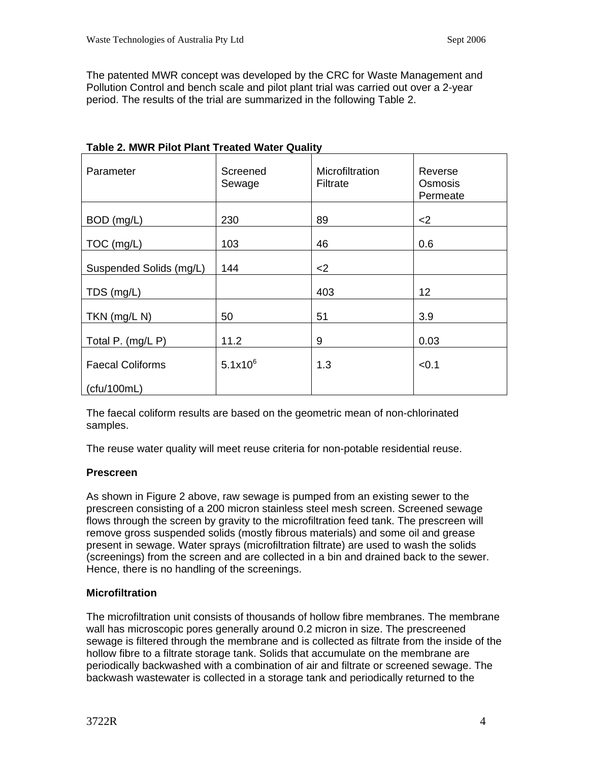The patented MWR concept was developed by the CRC for Waste Management and Pollution Control and bench scale and pilot plant trial was carried out over a 2-year period. The results of the trial are summarized in the following Table 2.

**Table 2. MWR Pilot Plant Treated Water Quality**

| Parameter | Screened Sewage | Microfiltration Filtrate | Reverse Osmosis Permeate |
|---|---|---|---|
| BOD (mg/L) | 230 | 89 | <2 |
| TOC (mg/L) | 103 | 46 | 0.6 |
| Suspended Solids (mg/L) | 144 | <2 | |
| TDS (mg/L) | | 403 | 12 |
| TKN (mg/L N) | 50 | 51 | 3.9 |
| Total P. (mg/L P) | 11.2 | 9 | 0.03 |
| Faecal Coliforms (cfu/100mL) | $5.1 \times 10^6$ | 1.3 | <0.1 |

The faecal coliform results are based on the geometric mean of non-chlorinated samples.

The reuse water quality will meet reuse criteria for non-potable residential reuse.

**Prescreen**

As shown in Figure 2 above, raw sewage is pumped from an existing sewer to the prescreen consisting of a 200 micron stainless steel mesh screen. Screened sewage flows through the screen by gravity to the microfiltration feed tank. The prescreen will remove gross suspended solids (mostly fibrous materials) and some oil and grease present in sewage. Water sprays (microfiltration filtrate) are used to wash the solids (screenings) from the screen and are collected in a bin and drained back to the sewer. Hence, there is no handling of the screenings.

**Microfiltration**

The microfiltration unit consists of thousands of hollow fibre membranes. The membrane wall has microscopic pores generally around 0.2 micron in size. The prescreened sewage is filtered through the membrane and is collected as filtrate from the inside of the hollow fibre to a filtrate storage tank. Solids that accumulate on the membrane are periodically backwashed with a combination of air and filtrate or screened sewage. The backwash wastewater is collected in a storage tank and periodically returned to the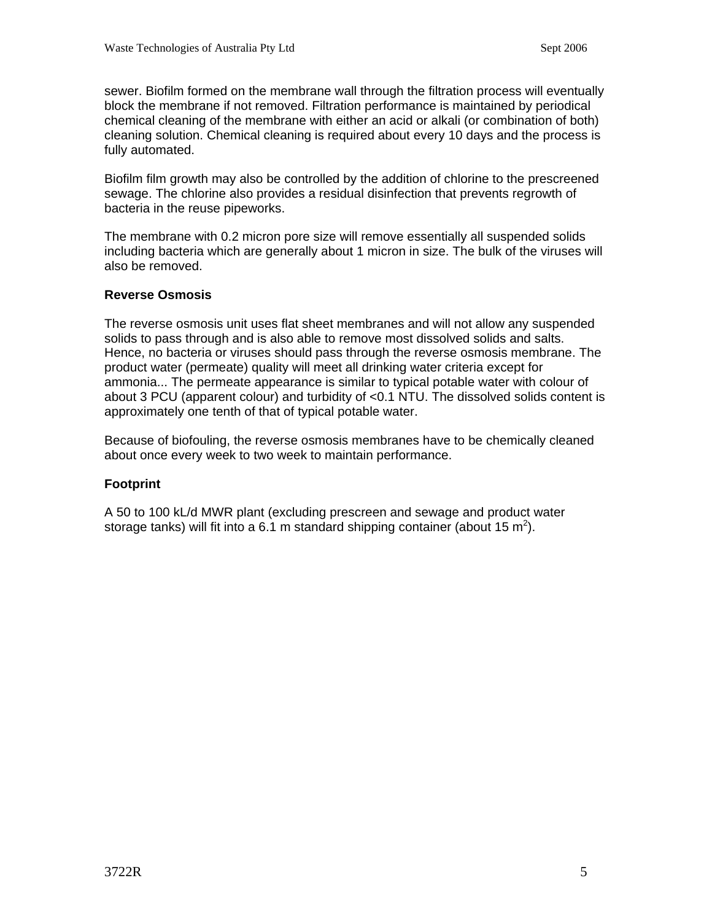sewer. Biofilm formed on the membrane wall through the filtration process will eventually block the membrane if not removed. Filtration performance is maintained by periodical chemical cleaning of the membrane with either an acid or alkali (or combination of both) cleaning solution. Chemical cleaning is required about every 10 days and the process is fully automated.

Biofilm film growth may also be controlled by the addition of chlorine to the prescreened sewage. The chlorine also provides a residual disinfection that prevents regrowth of bacteria in the reuse pipeworks.

The membrane with 0.2 micron pore size will remove essentially all suspended solids including bacteria which are generally about 1 micron in size. The bulk of the viruses will also be removed.

### Reverse Osmosis

The reverse osmosis unit uses flat sheet membranes and will not allow any suspended solids to pass through and is also able to remove most dissolved solids and salts. Hence, no bacteria or viruses should pass through the reverse osmosis membrane. The product water (permeate) quality will meet all drinking water criteria except for ammonia... The permeate appearance is similar to typical potable water with colour of about 3 PCU (apparent colour) and turbidity of <0.1 NTU. The dissolved solids content is approximately one tenth of that of typical potable water.

Because of biofouling, the reverse osmosis membranes have to be chemically cleaned about once every week to two week to maintain performance.

### Footprint

A 50 to 100 kL/d MWR plant (excluding prescreen and sewage and product water storage tanks) will fit into a 6.1 m standard shipping container (about 15 $m^2$).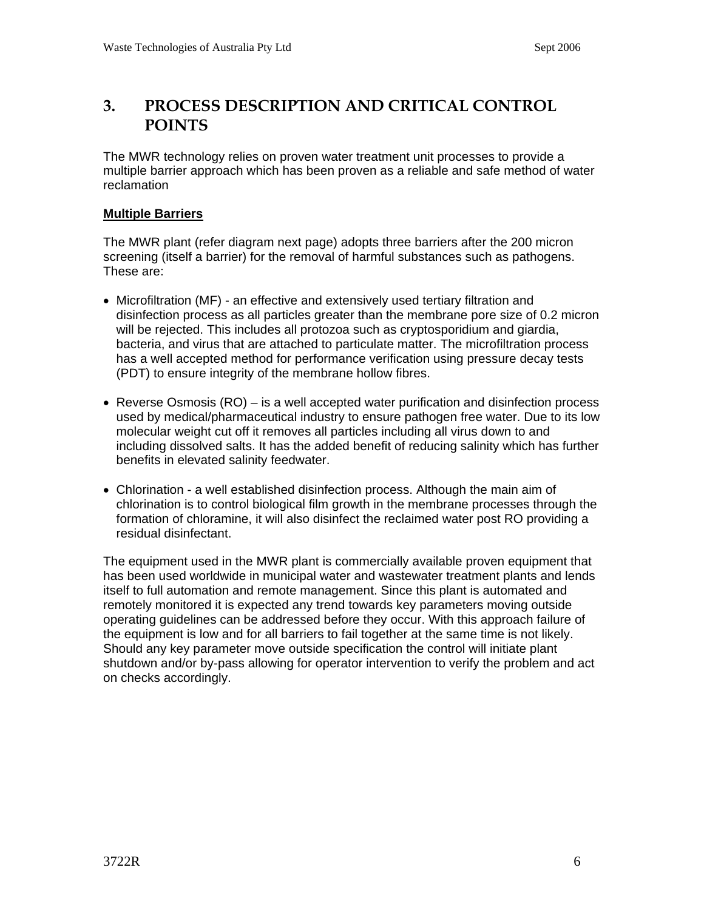## 3. PROCESS DESCRIPTION AND CRITICAL CONTROL POINTS

The MWR technology relies on proven water treatment unit processes to provide a multiple barrier approach which has been proven as a reliable and safe method of water reclamation

**Multiple Barriers**

The MWR plant (refer diagram next page) adopts three barriers after the 200 micron screening (itself a barrier) for the removal of harmful substances such as pathogens. These are:

- Microfiltration (MF) - an effective and extensively used tertiary filtration and disinfection process as all particles greater than the membrane pore size of 0.2 micron will be rejected. This includes all protozoa such as cryptosporidium and giardia, bacteria, and virus that are attached to particulate matter. The microfiltration process has a well accepted method for performance verification using pressure decay tests (PDT) to ensure integrity of the membrane hollow fibres.

- Reverse Osmosis (RO) – is a well accepted water purification and disinfection process used by medical/pharmaceutical industry to ensure pathogen free water. Due to its low molecular weight cut off it removes all particles including all virus down to and including dissolved salts. It has the added benefit of reducing salinity which has further benefits in elevated salinity feedwater.

- Chlorination - a well established disinfection process. Although the main aim of chlorination is to control biological film growth in the membrane processes through the formation of chloramine, it will also disinfect the reclaimed water post RO providing a residual disinfectant.

The equipment used in the MWR plant is commercially available proven equipment that has been used worldwide in municipal water and wastewater treatment plants and lends itself to full automation and remote management. Since this plant is automated and remotely monitored it is expected any trend towards key parameters moving outside operating guidelines can be addressed before they occur. With this approach failure of the equipment is low and for all barriers to fail together at the same time is not likely. Should any key parameter move outside specification the control will initiate plant shutdown and/or by-pass allowing for operator intervention to verify the problem and act on checks accordingly.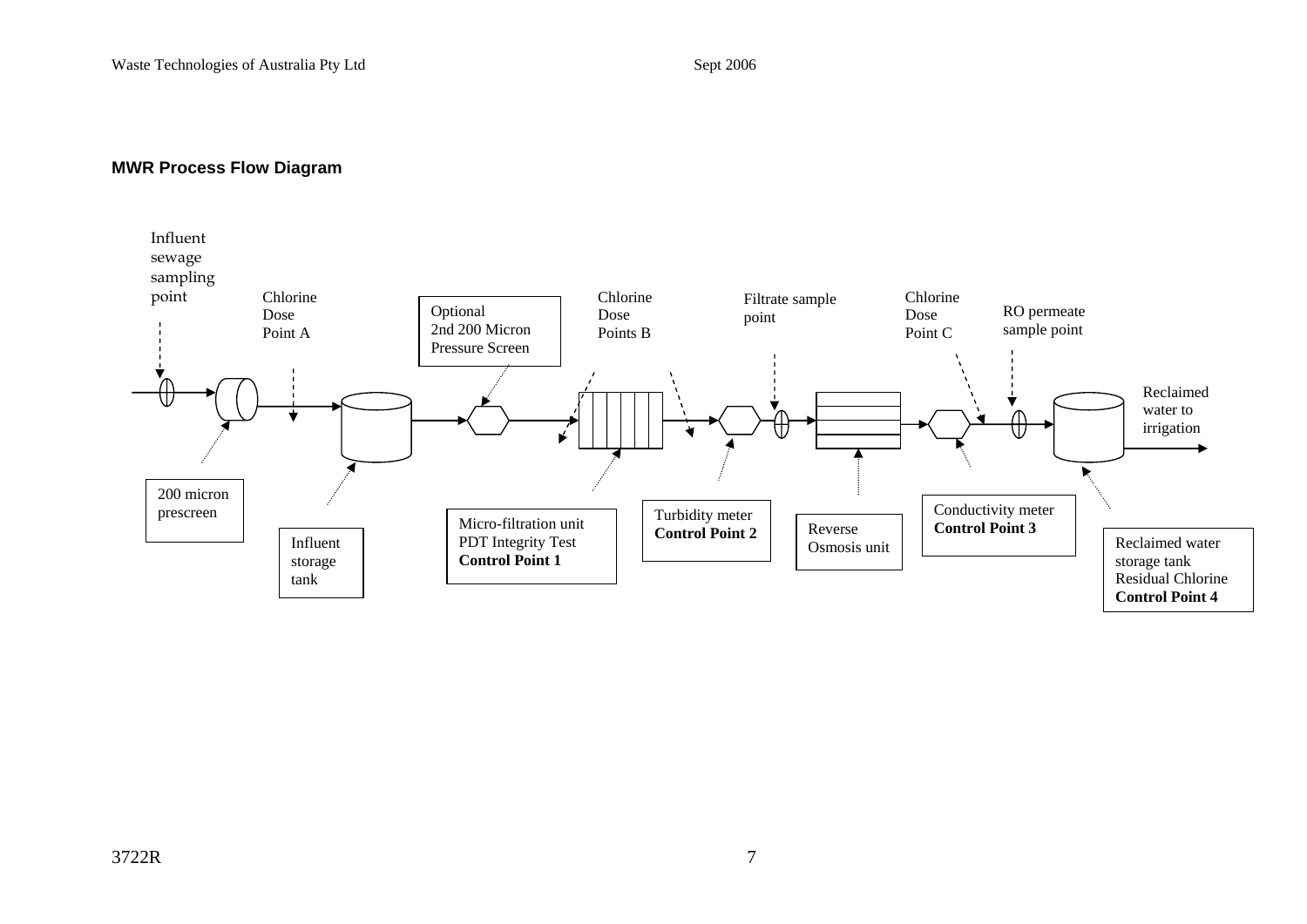**MWR Process Flow Diagram**

Influent sewage sampling point

Chlorine Dose Point A

Optional 2nd 200 Micron Pressure Screen

Chlorine Dose Points B

Filtrate sample point

Chlorine Dose Point C

RO permeate sample point

Reclaimed water to irrigation

200 micron prescreen

Influent storage tank

Micro-filtration unit
PDT Integrity Test
**Control Point 1**

Turbidity meter
**Control Point 2**

Reverse Osmosis unit

Conductivity meter
**Control Point 3**

Reclaimed water storage tank
Residual Chlorine
**Control Point 4**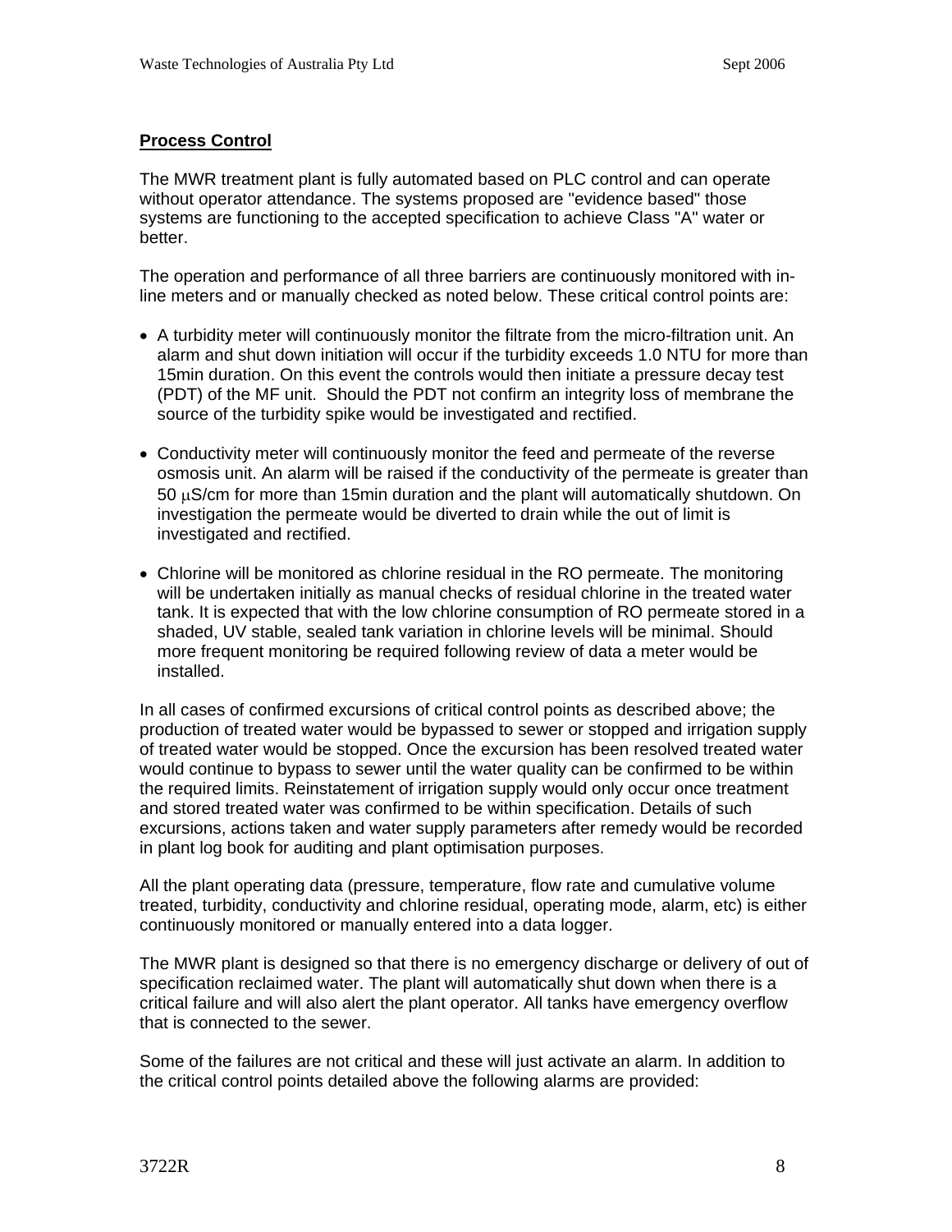**Process Control**

The MWR treatment plant is fully automated based on PLC control and can operate without operator attendance. The systems proposed are "evidence based" those systems are functioning to the accepted specification to achieve Class "A" water or better.

The operation and performance of all three barriers are continuously monitored with in-line meters and or manually checked as noted below. These critical control points are:

- A turbidity meter will continuously monitor the filtrate from the micro-filtration unit. An alarm and shut down initiation will occur if the turbidity exceeds 1.0 NTU for more than 15min duration. On this event the controls would then initiate a pressure decay test (PDT) of the MF unit. Should the PDT not confirm an integrity loss of membrane the source of the turbidity spike would be investigated and rectified.

- Conductivity meter will continuously monitor the feed and permeate of the reverse osmosis unit. An alarm will be raised if the conductivity of the permeate is greater than 50 μS/cm for more than 15min duration and the plant will automatically shutdown. On investigation the permeate would be diverted to drain while the out of limit is investigated and rectified.

- Chlorine will be monitored as chlorine residual in the RO permeate. The monitoring will be undertaken initially as manual checks of residual chlorine in the treated water tank. It is expected that with the low chlorine consumption of RO permeate stored in a shaded, UV stable, sealed tank variation in chlorine levels will be minimal. Should more frequent monitoring be required following review of data a meter would be installed.

In all cases of confirmed excursions of critical control points as described above; the production of treated water would be bypassed to sewer or stopped and irrigation supply of treated water would be stopped. Once the excursion has been resolved treated water would continue to bypass to sewer until the water quality can be confirmed to be within the required limits. Reinstatement of irrigation supply would only occur once treatment and stored treated water was confirmed to be within specification. Details of such excursions, actions taken and water supply parameters after remedy would be recorded in plant log book for auditing and plant optimisation purposes.

All the plant operating data (pressure, temperature, flow rate and cumulative volume treated, turbidity, conductivity and chlorine residual, operating mode, alarm, etc) is either continuously monitored or manually entered into a data logger.

The MWR plant is designed so that there is no emergency discharge or delivery of out of specification reclaimed water. The plant will automatically shut down when there is a critical failure and will also alert the plant operator. All tanks have emergency overflow that is connected to the sewer.

Some of the failures are not critical and these will just activate an alarm. In addition to the critical control points detailed above the following alarms are provided: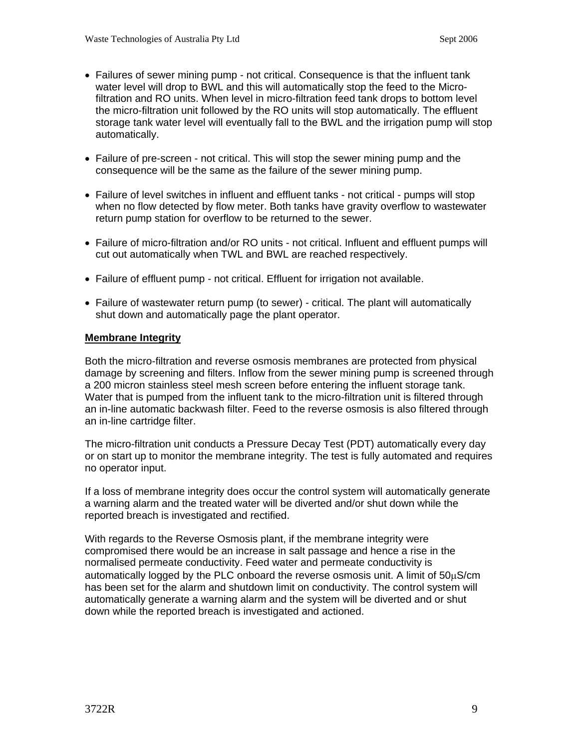- Failures of sewer mining pump - not critical. Consequence is that the influent tank water level will drop to BWL and this will automatically stop the feed to the Micro-filtration and RO units. When level in micro-filtration feed tank drops to bottom level the micro-filtration unit followed by the RO units will stop automatically. The effluent storage tank water level will eventually fall to the BWL and the irrigation pump will stop automatically.

- Failure of pre-screen - not critical. This will stop the sewer mining pump and the consequence will be the same as the failure of the sewer mining pump.

- Failure of level switches in influent and effluent tanks - not critical - pumps will stop when no flow detected by flow meter. Both tanks have gravity overflow to wastewater return pump station for overflow to be returned to the sewer.

- Failure of micro-filtration and/or RO units - not critical. Influent and effluent pumps will cut out automatically when TWL and BWL are reached respectively.

- Failure of effluent pump - not critical. Effluent for irrigation not available.

- Failure of wastewater return pump (to sewer) - critical. The plant will automatically shut down and automatically page the plant operator.

**Membrane Integrity**

Both the micro-filtration and reverse osmosis membranes are protected from physical damage by screening and filters. Inflow from the sewer mining pump is screened through a 200 micron stainless steel mesh screen before entering the influent storage tank. Water that is pumped from the influent tank to the micro-filtration unit is filtered through an in-line automatic backwash filter. Feed to the reverse osmosis is also filtered through an in-line cartridge filter.

The micro-filtration unit conducts a Pressure Decay Test (PDT) automatically every day or on start up to monitor the membrane integrity. The test is fully automated and requires no operator input.

If a loss of membrane integrity does occur the control system will automatically generate a warning alarm and the treated water will be diverted and/or shut down while the reported breach is investigated and rectified.

With regards to the Reverse Osmosis plant, if the membrane integrity were compromised there would be an increase in salt passage and hence a rise in the normalised permeate conductivity. Feed water and permeate conductivity is automatically logged by the PLC onboard the reverse osmosis unit. A limit of 50μS/cm has been set for the alarm and shutdown limit on conductivity. The control system will automatically generate a warning alarm and the system will be diverted and or shut down while the reported breach is investigated and actioned.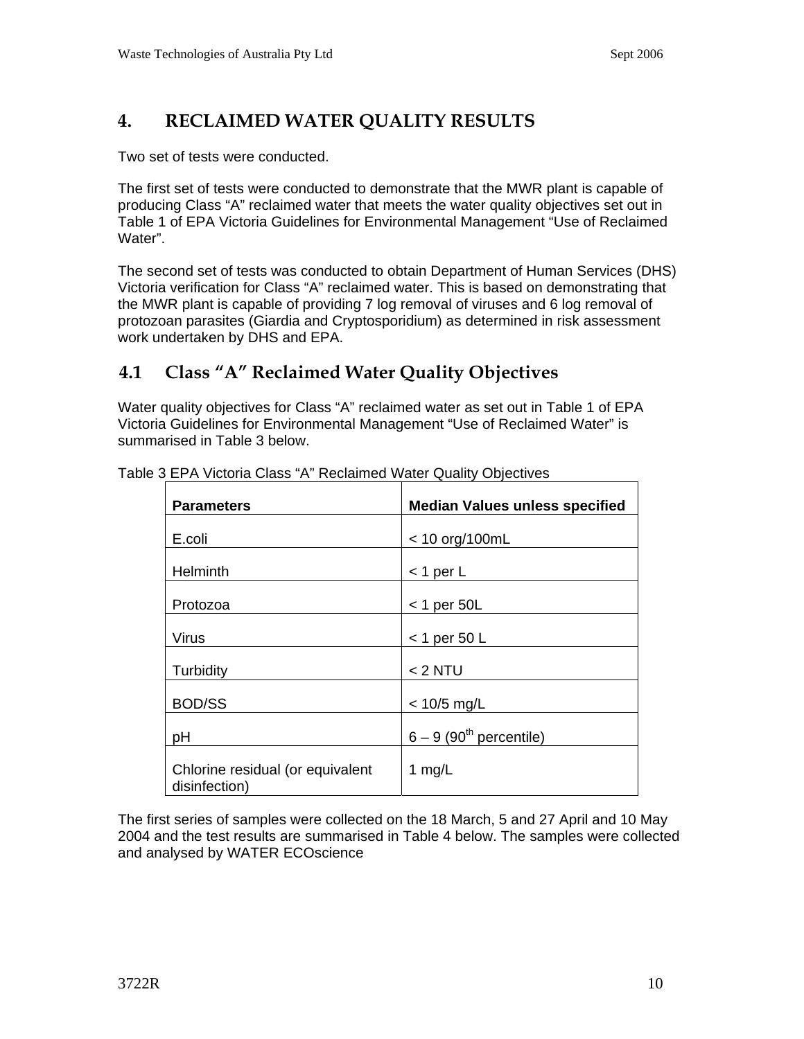# 4. RECLAIMED WATER QUALITY RESULTS

Two set of tests were conducted.

The first set of tests were conducted to demonstrate that the MWR plant is capable of producing Class "A" reclaimed water that meets the water quality objectives set out in Table 1 of EPA Victoria Guidelines for Environmental Management "Use of Reclaimed Water".

The second set of tests was conducted to obtain Department of Human Services (DHS) Victoria verification for Class "A" reclaimed water. This is based on demonstrating that the MWR plant is capable of providing 7 log removal of viruses and 6 log removal of protozoan parasites (Giardia and Cryptosporidium) as determined in risk assessment work undertaken by DHS and EPA.

## 4.1 Class "A" Reclaimed Water Quality Objectives

Water quality objectives for Class "A" reclaimed water as set out in Table 1 of EPA Victoria Guidelines for Environmental Management "Use of Reclaimed Water" is summarised in Table 3 below.

Table 3 EPA Victoria Class "A" Reclaimed Water Quality Objectives

| **Parameters** | **Median Values unless specified** |
|---|---|
| E.coli | < 10 org/100mL |
| Helminth | < 1 per L |
| Protozoa | < 1 per 50L |
| Virus | < 1 per 50 L |
| Turbidity | < 2 NTU |
| BOD/SS | < 10/5 mg/L |
| pH | 6 – 9 ($90^{th}$ percentile) |
| Chlorine residual (or equivalent disinfection) | 1 mg/L |

The first series of samples were collected on the 18 March, 5 and 27 April and 10 May 2004 and the test results are summarised in Table 4 below. The samples were collected and analysed by WATER ECOscience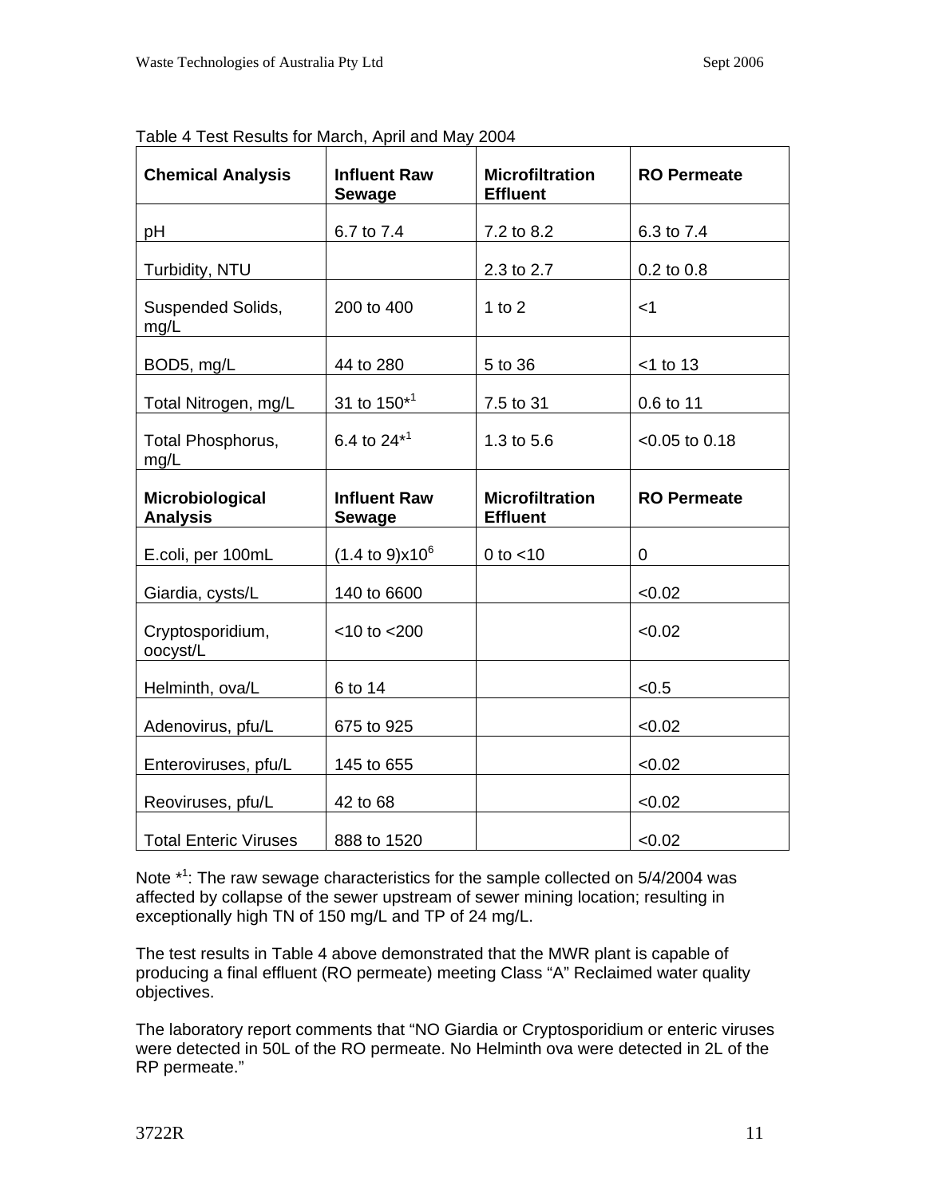Table 4 Test Results for March, April and May 2004

| Chemical Analysis | Influent Raw Sewage | Microfiltration Effluent | RO Permeate |
|---|---|---|---|
| pH | 6.7 to 7.4 | 7.2 to 8.2 | 6.3 to 7.4 |
| Turbidity, NTU | | 2.3 to 2.7 | 0.2 to 0.8 |
| Suspended Solids, mg/L | 200 to 400 | 1 to 2 | <1 |
| BOD5, mg/L | 44 to 280 | 5 to 36 | <1 to 13 |
| Total Nitrogen, mg/L | 31 to 150*[1] | 7.5 to 31 | 0.6 to 11 |
| Total Phosphorus, mg/L | 6.4 to 24*[1] | 1.3 to 5.6 | <0.05 to 0.18 |
| **Microbiological Analysis** | **Influent Raw Sewage** | **Microfiltration Effluent** | **RO Permeate** |
| E.coli, per 100mL | $(1.4 \text{ to } 9) \times 10^6$ | 0 to <10 | 0 |
| Giardia, cysts/L | 140 to 6600 | | <0.02 |
| Cryptosporidium, oocyst/L | <10 to <200 | | <0.02 |
| Helminth, ova/L | 6 to 14 | | <0.5 |
| Adenovirus, pfu/L | 675 to 925 | | <0.02 |
| Enteroviruses, pfu/L | 145 to 655 | | <0.02 |
| Reoviruses, pfu/L | 42 to 68 | | <0.02 |
| Total Enteric Viruses | 888 to 1520 | | <0.02 |

Note *[1]: The raw sewage characteristics for the sample collected on 5/4/2004 was affected by collapse of the sewer upstream of sewer mining location; resulting in exceptionally high TN of 150 mg/L and TP of 24 mg/L.

The test results in Table 4 above demonstrated that the MWR plant is capable of producing a final effluent (RO permeate) meeting Class "A" Reclaimed water quality objectives.

The laboratory report comments that "NO Giardia or Cryptosporidium or enteric viruses were detected in 50L of the RO permeate. No Helminth ova were detected in 2L of the RP permeate."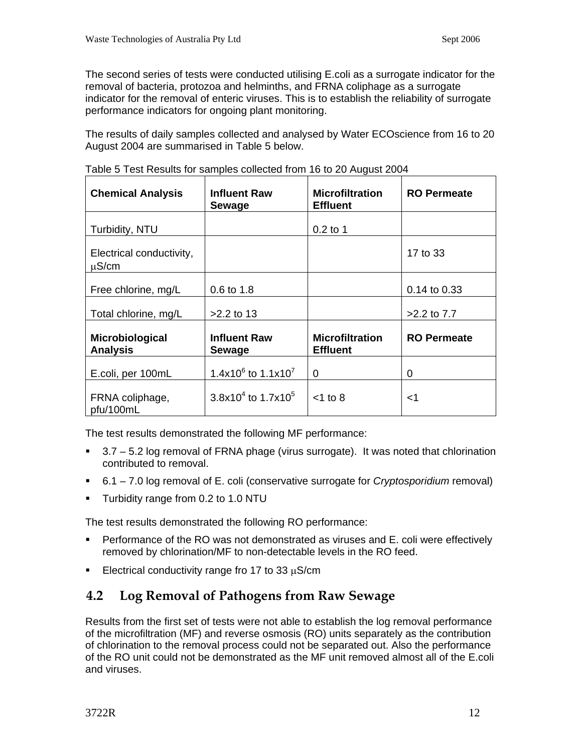The second series of tests were conducted utilising E.coli as a surrogate indicator for the removal of bacteria, protozoa and helminths, and FRNA coliphage as a surrogate indicator for the removal of enteric viruses. This is to establish the reliability of surrogate performance indicators for ongoing plant monitoring.

The results of daily samples collected and analysed by Water ECOscience from 16 to 20 August 2004 are summarised in Table 5 below.

Table 5 Test Results for samples collected from 16 to 20 August 2004

| **Chemical Analysis** | **Influent Raw Sewage** | **Microfiltration Effluent** | **RO Permeate** |
|---|---|---|---|
| Turbidity, NTU | | 0.2 to 1 | |
| Electrical conductivity, μS/cm | | | 17 to 33 |
| Free chlorine, mg/L | 0.6 to 1.8 | | 0.14 to 0.33 |
| Total chlorine, mg/L | >2.2 to 13 | | >2.2 to 7.7 |
| **Microbiological Analysis** | **Influent Raw Sewage** | **Microfiltration Effluent** | **RO Permeate** |
| E.coli, per 100mL | $1.4 \times 10^6$ to $1.1 \times 10^7$ | 0 | 0 |
| FRNA coliphage, pfu/100mL | $3.8 \times 10^4$ to $1.7 \times 10^5$ | <1 to 8 | <1 |

The test results demonstrated the following MF performance:

- 3.7 – 5.2 log removal of FRNA phage (virus surrogate). It was noted that chlorination contributed to removal.
- 6.1 – 7.0 log removal of E. coli (conservative surrogate for *Cryptosporidium* removal)
- Turbidity range from 0.2 to 1.0 NTU

The test results demonstrated the following RO performance:

- Performance of the RO was not demonstrated as viruses and E. coli were effectively removed by chlorination/MF to non-detectable levels in the RO feed.
- Electrical conductivity range fro 17 to 33 μS/cm

## 4.2 Log Removal of Pathogens from Raw Sewage

Results from the first set of tests were not able to establish the log removal performance of the microfiltration (MF) and reverse osmosis (RO) units separately as the contribution of chlorination to the removal process could not be separated out. Also the performance of the RO unit could not be demonstrated as the MF unit removed almost all of the E.coli and viruses.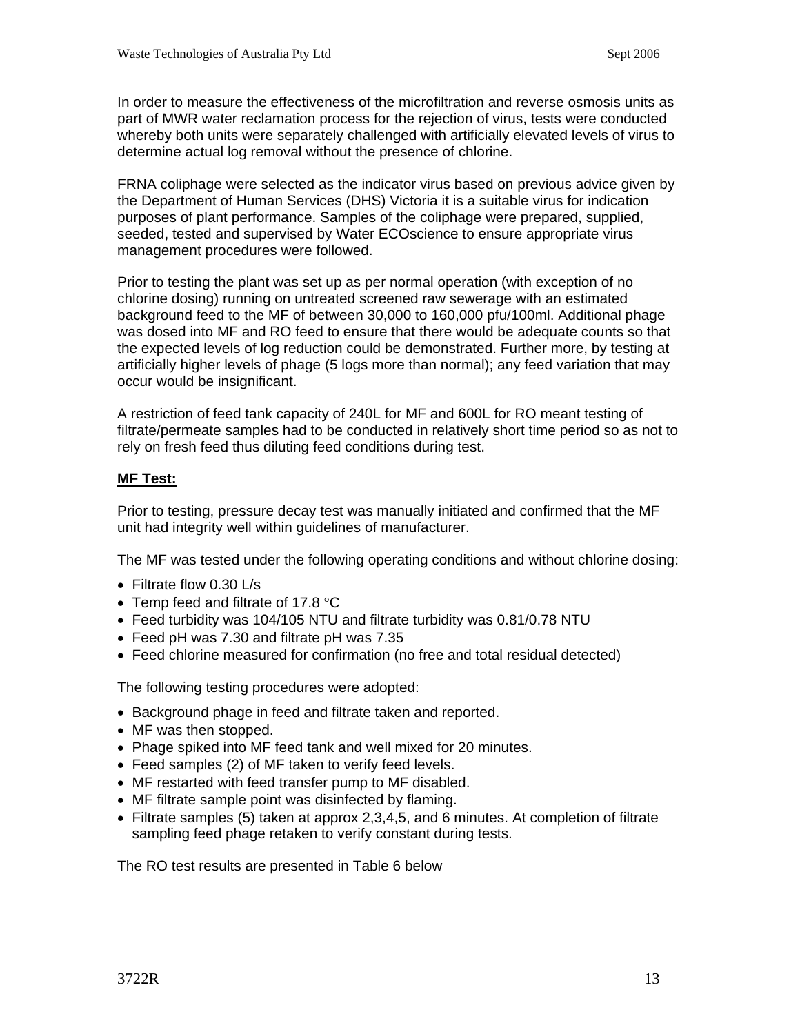In order to measure the effectiveness of the microfiltration and reverse osmosis units as part of MWR water reclamation process for the rejection of virus, tests were conducted whereby both units were separately challenged with artificially elevated levels of virus to determine actual log removal without the presence of chlorine.

FRNA coliphage were selected as the indicator virus based on previous advice given by the Department of Human Services (DHS) Victoria it is a suitable virus for indication purposes of plant performance. Samples of the coliphage were prepared, supplied, seeded, tested and supervised by Water ECOscience to ensure appropriate virus management procedures were followed.

Prior to testing the plant was set up as per normal operation (with exception of no chlorine dosing) running on untreated screened raw sewerage with an estimated background feed to the MF of between 30,000 to 160,000 pfu/100ml. Additional phage was dosed into MF and RO feed to ensure that there would be adequate counts so that the expected levels of log reduction could be demonstrated. Further more, by testing at artificially higher levels of phage (5 logs more than normal); any feed variation that may occur would be insignificant.

A restriction of feed tank capacity of 240L for MF and 600L for RO meant testing of filtrate/permeate samples had to be conducted in relatively short time period so as not to rely on fresh feed thus diluting feed conditions during test.

**MF Test:**

Prior to testing, pressure decay test was manually initiated and confirmed that the MF unit had integrity well within guidelines of manufacturer.

The MF was tested under the following operating conditions and without chlorine dosing:

- Filtrate flow 0.30 L/s
- Temp feed and filtrate of 17.8 °C
- Feed turbidity was 104/105 NTU and filtrate turbidity was 0.81/0.78 NTU
- Feed pH was 7.30 and filtrate pH was 7.35
- Feed chlorine measured for confirmation (no free and total residual detected)

The following testing procedures were adopted:

- Background phage in feed and filtrate taken and reported.
- MF was then stopped.
- Phage spiked into MF feed tank and well mixed for 20 minutes.
- Feed samples (2) of MF taken to verify feed levels.
- MF restarted with feed transfer pump to MF disabled.
- MF filtrate sample point was disinfected by flaming.
- Filtrate samples (5) taken at approx 2,3,4,5, and 6 minutes. At completion of filtrate sampling feed phage retaken to verify constant during tests.

The RO test results are presented in Table 6 below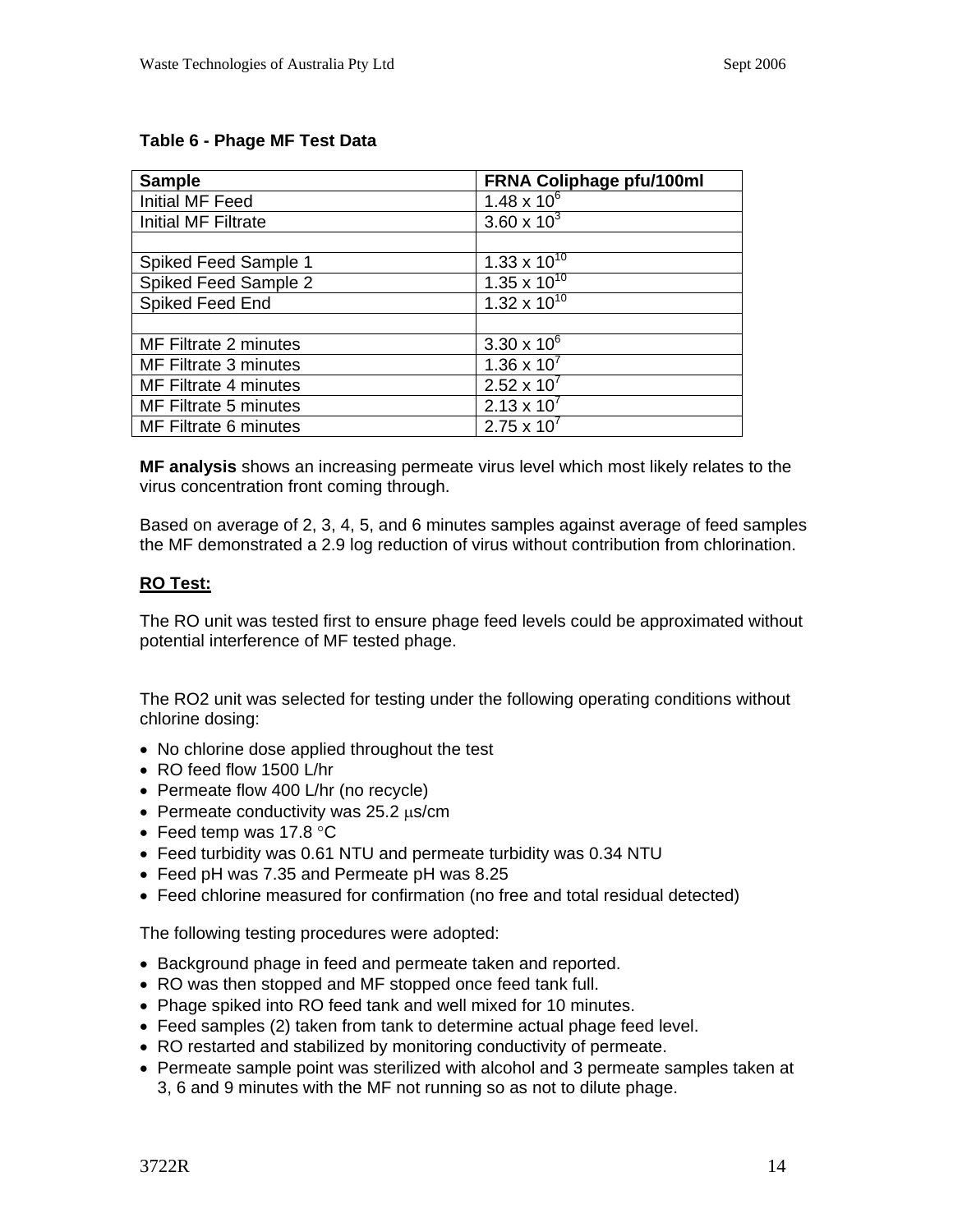**Table 6 - Phage MF Test Data**

| Sample | FRNA Coliphage pfu/100ml |
| --- | --- |
| Initial MF Feed | $1.48 \times 10^{6}$ |
| Initial MF Filtrate | $3.60 \times 10^{3}$ |
| | |
| Spiked Feed Sample 1 | $1.33 \times 10^{10}$ |
| Spiked Feed Sample 2 | $1.35 \times 10^{10}$ |
| Spiked Feed End | $1.32 \times 10^{10}$ |
| | |
| MF Filtrate 2 minutes | $3.30 \times 10^{6}$ |
| MF Filtrate 3 minutes | $1.36 \times 10^{7}$ |
| MF Filtrate 4 minutes | $2.52 \times 10^{7}$ |
| MF Filtrate 5 minutes | $2.13 \times 10^{7}$ |
| MF Filtrate 6 minutes | $2.75 \times 10^{7}$ |

**MF analysis** shows an increasing permeate virus level which most likely relates to the virus concentration front coming through.

Based on average of 2, 3, 4, 5, and 6 minutes samples against average of feed samples the MF demonstrated a 2.9 log reduction of virus without contribution from chlorination.

**RO Test:**

The RO unit was tested first to ensure phage feed levels could be approximated without potential interference of MF tested phage.

The RO2 unit was selected for testing under the following operating conditions without chlorine dosing:

- No chlorine dose applied throughout the test
- RO feed flow 1500 L/hr
- Permeate flow 400 L/hr (no recycle)
- Permeate conductivity was 25.2 μs/cm
- Feed temp was 17.8 °C
- Feed turbidity was 0.61 NTU and permeate turbidity was 0.34 NTU
- Feed pH was 7.35 and Permeate pH was 8.25
- Feed chlorine measured for confirmation (no free and total residual detected)

The following testing procedures were adopted:

- Background phage in feed and permeate taken and reported.
- RO was then stopped and MF stopped once feed tank full.
- Phage spiked into RO feed tank and well mixed for 10 minutes.
- Feed samples (2) taken from tank to determine actual phage feed level.
- RO restarted and stabilized by monitoring conductivity of permeate.
- Permeate sample point was sterilized with alcohol and 3 permeate samples taken at 3, 6 and 9 minutes with the MF not running so as not to dilute phage.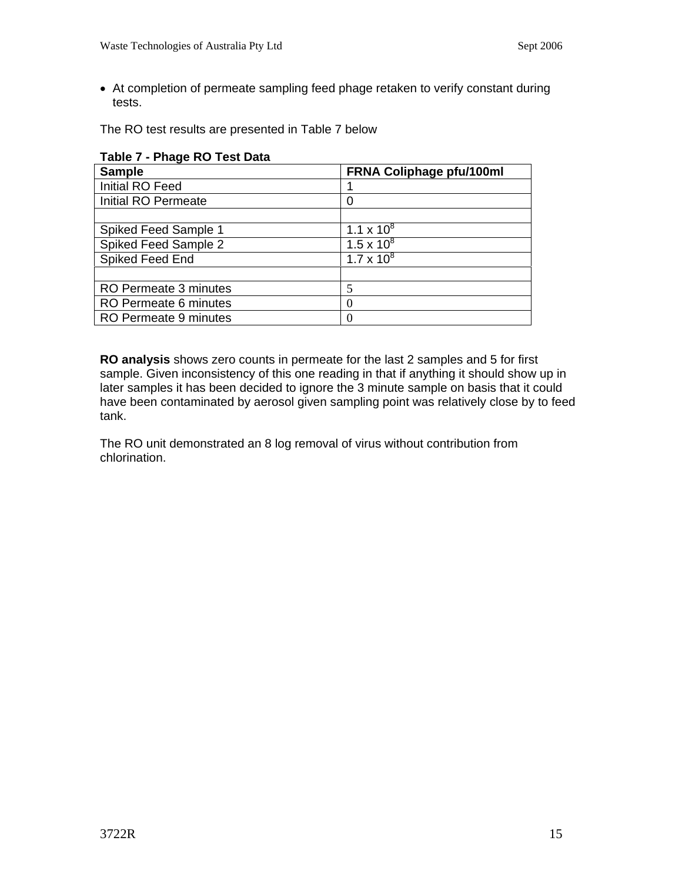- At completion of permeate sampling feed phage retaken to verify constant during tests.

The RO test results are presented in Table 7 below

**Table 7 - Phage RO Test Data**

| Sample | FRNA Coliphage pfu/100ml |
|---|---|
| Initial RO Feed | 1 |
| Initial RO Permeate | 0 |
| | |
| Spiked Feed Sample 1 | $1.1 \times 10^8$ |
| Spiked Feed Sample 2 | $1.5 \times 10^8$ |
| Spiked Feed End | $1.7 \times 10^8$ |
| | |
| RO Permeate 3 minutes | 5 |
| RO Permeate 6 minutes | 0 |
| RO Permeate 9 minutes | 0 |

**RO analysis** shows zero counts in permeate for the last 2 samples and 5 for first sample. Given inconsistency of this one reading in that if anything it should show up in later samples it has been decided to ignore the 3 minute sample on basis that it could have been contaminated by aerosol given sampling point was relatively close by to feed tank.

The RO unit demonstrated an 8 log removal of virus without contribution from chlorination.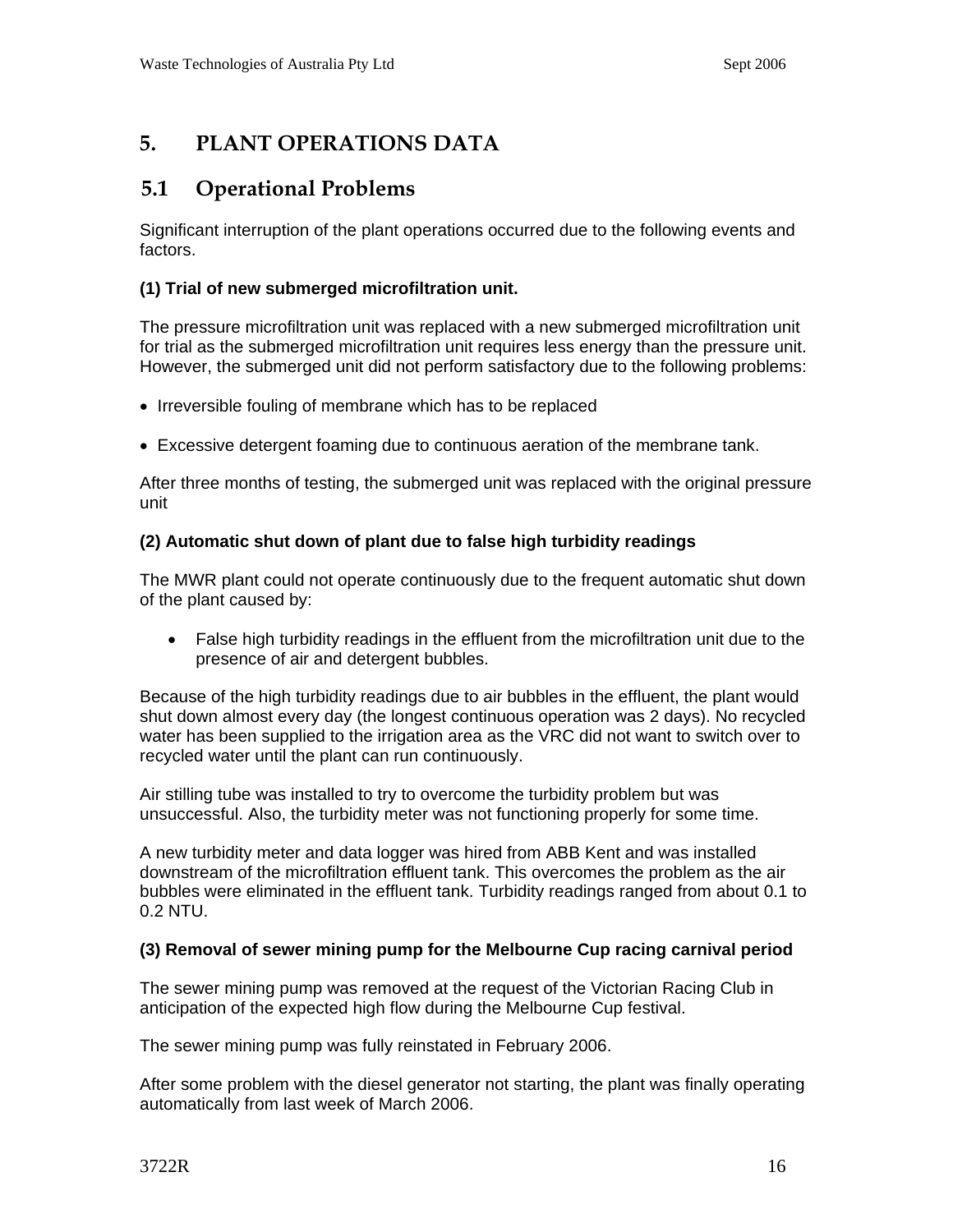# 5. PLANT OPERATIONS DATA

## 5.1 Operational Problems

Significant interruption of the plant operations occurred due to the following events and factors.

**(1) Trial of new submerged microfiltration unit.**

The pressure microfiltration unit was replaced with a new submerged microfiltration unit for trial as the submerged microfiltration unit requires less energy than the pressure unit. However, the submerged unit did not perform satisfactory due to the following problems:

- Irreversible fouling of membrane which has to be replaced
- Excessive detergent foaming due to continuous aeration of the membrane tank.

After three months of testing, the submerged unit was replaced with the original pressure unit

**(2) Automatic shut down of plant due to false high turbidity readings**

The MWR plant could not operate continuously due to the frequent automatic shut down of the plant caused by:

- False high turbidity readings in the effluent from the microfiltration unit due to the presence of air and detergent bubbles.

Because of the high turbidity readings due to air bubbles in the effluent, the plant would shut down almost every day (the longest continuous operation was 2 days). No recycled water has been supplied to the irrigation area as the VRC did not want to switch over to recycled water until the plant can run continuously.

Air stilling tube was installed to try to overcome the turbidity problem but was unsuccessful. Also, the turbidity meter was not functioning properly for some time.

A new turbidity meter and data logger was hired from ABB Kent and was installed downstream of the microfiltration effluent tank. This overcomes the problem as the air bubbles were eliminated in the effluent tank. Turbidity readings ranged from about 0.1 to 0.2 NTU.

**(3) Removal of sewer mining pump for the Melbourne Cup racing carnival period**

The sewer mining pump was removed at the request of the Victorian Racing Club in anticipation of the expected high flow during the Melbourne Cup festival.

The sewer mining pump was fully reinstated in February 2006.

After some problem with the diesel generator not starting, the plant was finally operating automatically from last week of March 2006.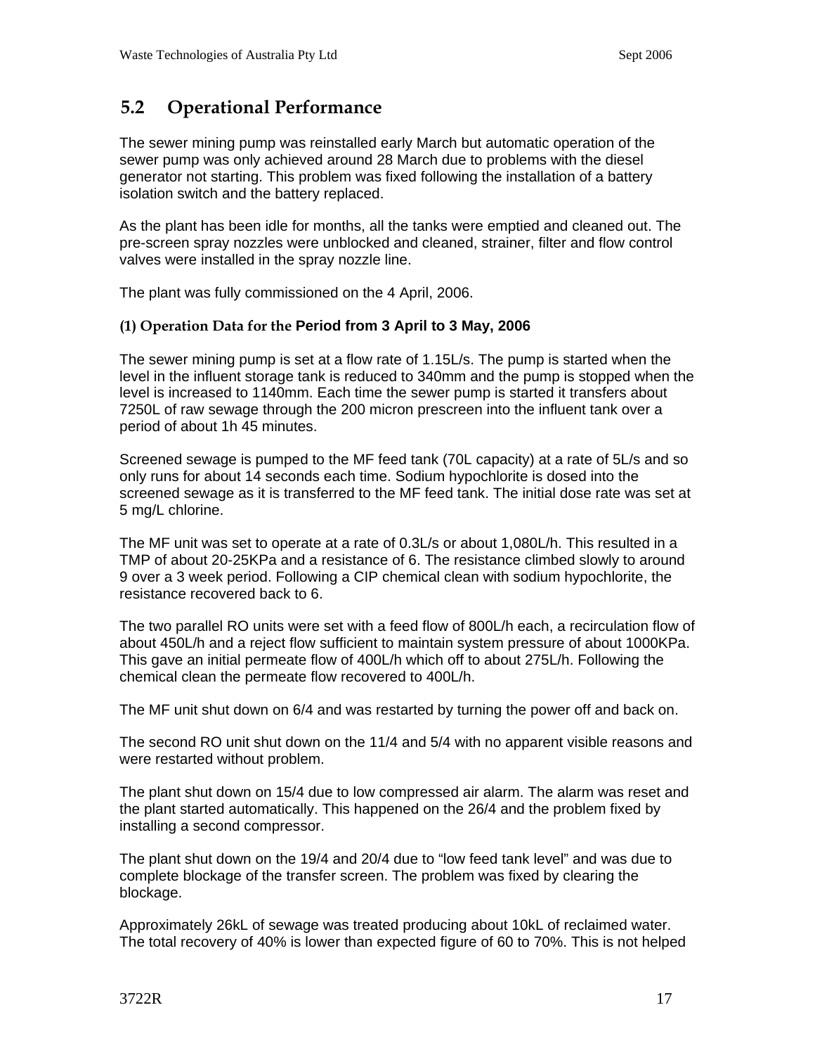## 5.2 Operational Performance

The sewer mining pump was reinstalled early March but automatic operation of the sewer pump was only achieved around 28 March due to problems with the diesel generator not starting. This problem was fixed following the installation of a battery isolation switch and the battery replaced.

As the plant has been idle for months, all the tanks were emptied and cleaned out. The pre-screen spray nozzles were unblocked and cleaned, strainer, filter and flow control valves were installed in the spray nozzle line.

The plant was fully commissioned on the 4 April, 2006.

### (1) Operation Data for the Period from 3 April to 3 May, 2006

The sewer mining pump is set at a flow rate of 1.15L/s. The pump is started when the level in the influent storage tank is reduced to 340mm and the pump is stopped when the level is increased to 1140mm. Each time the sewer pump is started it transfers about 7250L of raw sewage through the 200 micron prescreen into the influent tank over a period of about 1h 45 minutes.

Screened sewage is pumped to the MF feed tank (70L capacity) at a rate of 5L/s and so only runs for about 14 seconds each time. Sodium hypochlorite is dosed into the screened sewage as it is transferred to the MF feed tank. The initial dose rate was set at 5 mg/L chlorine.

The MF unit was set to operate at a rate of 0.3L/s or about 1,080L/h. This resulted in a TMP of about 20-25KPa and a resistance of 6. The resistance climbed slowly to around 9 over a 3 week period. Following a CIP chemical clean with sodium hypochlorite, the resistance recovered back to 6.

The two parallel RO units were set with a feed flow of 800L/h each, a recirculation flow of about 450L/h and a reject flow sufficient to maintain system pressure of about 1000KPa. This gave an initial permeate flow of 400L/h which off to about 275L/h. Following the chemical clean the permeate flow recovered to 400L/h.

The MF unit shut down on 6/4 and was restarted by turning the power off and back on.

The second RO unit shut down on the 11/4 and 5/4 with no apparent visible reasons and were restarted without problem.

The plant shut down on 15/4 due to low compressed air alarm. The alarm was reset and the plant started automatically. This happened on the 26/4 and the problem fixed by installing a second compressor.

The plant shut down on the 19/4 and 20/4 due to "low feed tank level" and was due to complete blockage of the transfer screen. The problem was fixed by clearing the blockage.

Approximately 26kL of sewage was treated producing about 10kL of reclaimed water. The total recovery of 40% is lower than expected figure of 60 to 70%. This is not helped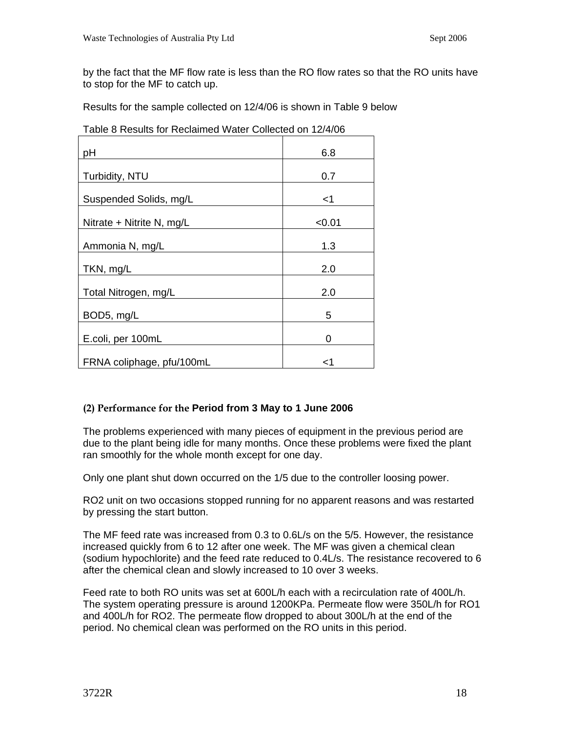by the fact that the MF flow rate is less than the RO flow rates so that the RO units have to stop for the MF to catch up.

Results for the sample collected on 12/4/06 is shown in Table 9 below

Table 8 Results for Reclaimed Water Collected on 12/4/06

| | |
|---|---|
| pH | 6.8 |
| Turbidity, NTU | 0.7 |
| Suspended Solids, mg/L | <1 |
| Nitrate + Nitrite N, mg/L | <0.01 |
| Ammonia N, mg/L | 1.3 |
| TKN, mg/L | 2.0 |
| Total Nitrogen, mg/L | 2.0 |
| BOD5, mg/L | 5 |
| E.coli, per 100mL | 0 |
| FRNA coliphage, pfu/100mL | <1 |

#### (2) Performance for the Period from 3 May to 1 June 2006

The problems experienced with many pieces of equipment in the previous period are due to the plant being idle for many months. Once these problems were fixed the plant ran smoothly for the whole month except for one day.

Only one plant shut down occurred on the 1/5 due to the controller loosing power.

RO2 unit on two occasions stopped running for no apparent reasons and was restarted by pressing the start button.

The MF feed rate was increased from 0.3 to 0.6L/s on the 5/5. However, the resistance increased quickly from 6 to 12 after one week. The MF was given a chemical clean (sodium hypochlorite) and the feed rate reduced to 0.4L/s. The resistance recovered to 6 after the chemical clean and slowly increased to 10 over 3 weeks.

Feed rate to both RO units was set at 600L/h each with a recirculation rate of 400L/h. The system operating pressure is around 1200KPa. Permeate flow were 350L/h for RO1 and 400L/h for RO2. The permeate flow dropped to about 300L/h at the end of the period. No chemical clean was performed on the RO units in this period.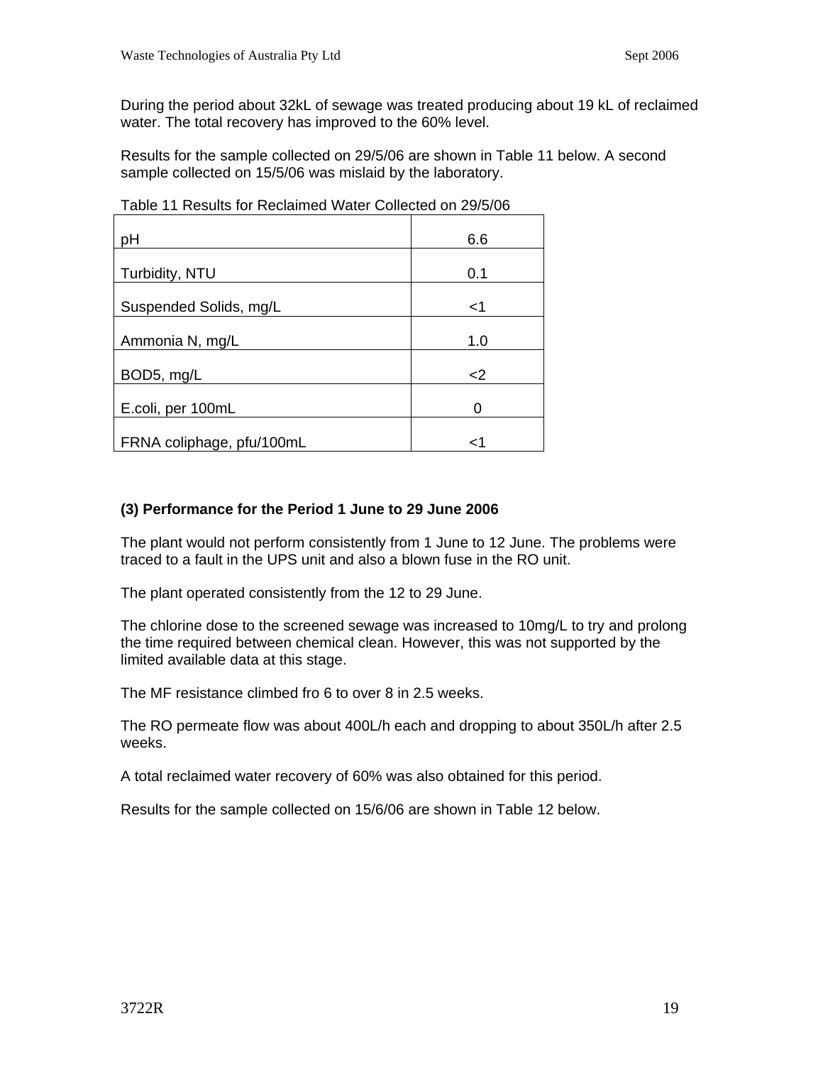During the period about 32kL of sewage was treated producing about 19 kL of reclaimed water. The total recovery has improved to the 60% level.

Results for the sample collected on 29/5/06 are shown in Table 11 below. A second sample collected on 15/5/06 was mislaid by the laboratory.

Table 11 Results for Reclaimed Water Collected on 29/5/06

| | |
|---|---|
| pH | 6.6 |
| Turbidity, NTU | 0.1 |
| Suspended Solids, mg/L | <1 |
| Ammonia N, mg/L | 1.0 |
| BOD5, mg/L | <2 |
| E.coli, per 100mL | 0 |
| FRNA coliphage, pfu/100mL | <1 |

**(3) Performance for the Period 1 June to 29 June 2006**

The plant would not perform consistently from 1 June to 12 June. The problems were traced to a fault in the UPS unit and also a blown fuse in the RO unit.

The plant operated consistently from the 12 to 29 June.

The chlorine dose to the screened sewage was increased to 10mg/L to try and prolong the time required between chemical clean. However, this was not supported by the limited available data at this stage.

The MF resistance climbed fro 6 to over 8 in 2.5 weeks.

The RO permeate flow was about 400L/h each and dropping to about 350L/h after 2.5 weeks.

A total reclaimed water recovery of 60% was also obtained for this period.

Results for the sample collected on 15/6/06 are shown in Table 12 below.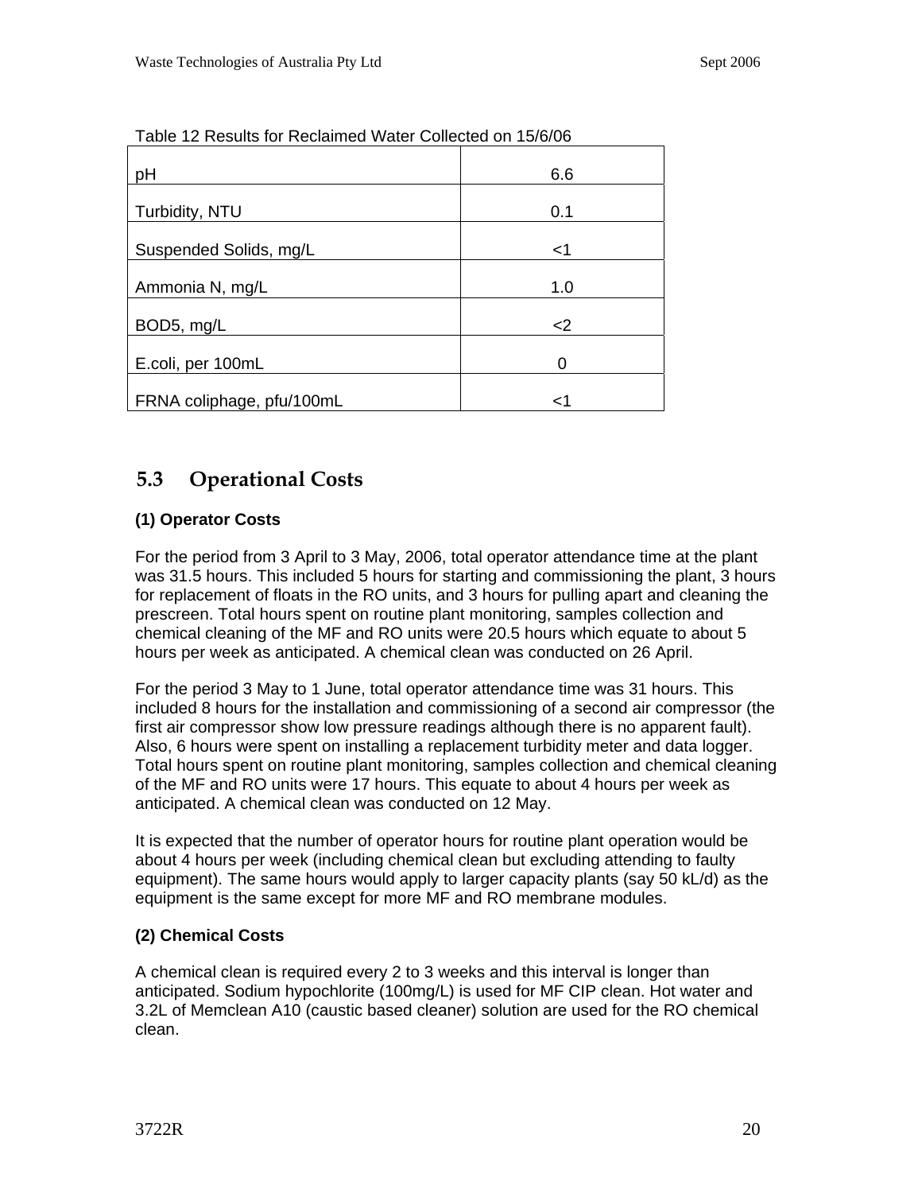Table 12 Results for Reclaimed Water Collected on 15/6/06

| | |
|---|---|
| pH | 6.6 |
| Turbidity, NTU | 0.1 |
| Suspended Solids, mg/L | <1 |
| Ammonia N, mg/L | 1.0 |
| BOD5, mg/L | <2 |
| E.coli, per 100mL | 0 |
| FRNA coliphage, pfu/100mL | <1 |

## 5.3 Operational Costs

**(1) Operator Costs**

For the period from 3 April to 3 May, 2006, total operator attendance time at the plant was 31.5 hours. This included 5 hours for starting and commissioning the plant, 3 hours for replacement of floats in the RO units, and 3 hours for pulling apart and cleaning the prescreen. Total hours spent on routine plant monitoring, samples collection and chemical cleaning of the MF and RO units were 20.5 hours which equate to about 5 hours per week as anticipated. A chemical clean was conducted on 26 April.

For the period 3 May to 1 June, total operator attendance time was 31 hours. This included 8 hours for the installation and commissioning of a second air compressor (the first air compressor show low pressure readings although there is no apparent fault). Also, 6 hours were spent on installing a replacement turbidity meter and data logger. Total hours spent on routine plant monitoring, samples collection and chemical cleaning of the MF and RO units were 17 hours. This equate to about 4 hours per week as anticipated. A chemical clean was conducted on 12 May.

It is expected that the number of operator hours for routine plant operation would be about 4 hours per week (including chemical clean but excluding attending to faulty equipment). The same hours would apply to larger capacity plants (say 50 kL/d) as the equipment is the same except for more MF and RO membrane modules.

**(2) Chemical Costs**

A chemical clean is required every 2 to 3 weeks and this interval is longer than anticipated. Sodium hypochlorite (100mg/L) is used for MF CIP clean. Hot water and 3.2L of Memclean A10 (caustic based cleaner) solution are used for the RO chemical clean.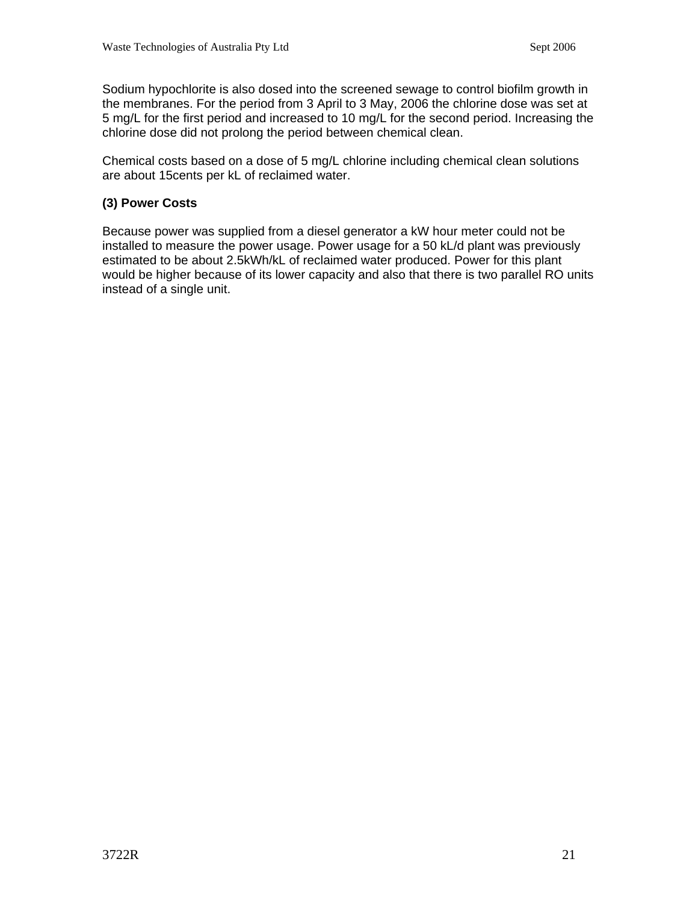Sodium hypochlorite is also dosed into the screened sewage to control biofilm growth in the membranes. For the period from 3 April to 3 May, 2006 the chlorine dose was set at 5 mg/L for the first period and increased to 10 mg/L for the second period. Increasing the chlorine dose did not prolong the period between chemical clean.

Chemical costs based on a dose of 5 mg/L chlorine including chemical clean solutions are about 15cents per kL of reclaimed water.

**(3) Power Costs**

Because power was supplied from a diesel generator a kW hour meter could not be installed to measure the power usage. Power usage for a 50 kL/d plant was previously estimated to be about 2.5kWh/kL of reclaimed water produced. Power for this plant would be higher because of its lower capacity and also that there is two parallel RO units instead of a single unit.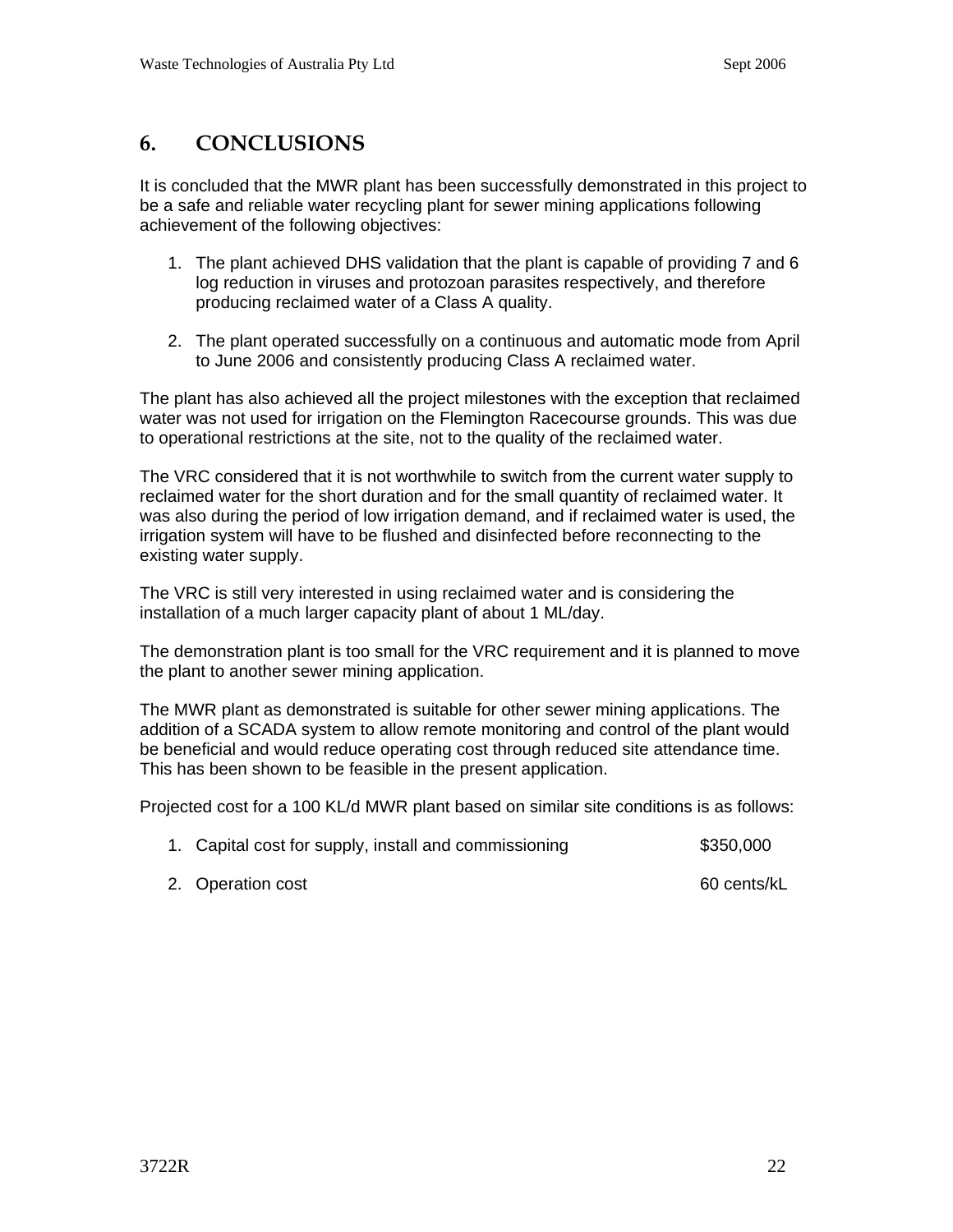# 6. CONCLUSIONS

It is concluded that the MWR plant has been successfully demonstrated in this project to be a safe and reliable water recycling plant for sewer mining applications following achievement of the following objectives:

1. The plant achieved DHS validation that the plant is capable of providing 7 and 6 log reduction in viruses and protozoan parasites respectively, and therefore producing reclaimed water of a Class A quality.

2. The plant operated successfully on a continuous and automatic mode from April to June 2006 and consistently producing Class A reclaimed water.

The plant has also achieved all the project milestones with the exception that reclaimed water was not used for irrigation on the Flemington Racecourse grounds. This was due to operational restrictions at the site, not to the quality of the reclaimed water.

The VRC considered that it is not worthwhile to switch from the current water supply to reclaimed water for the short duration and for the small quantity of reclaimed water. It was also during the period of low irrigation demand, and if reclaimed water is used, the irrigation system will have to be flushed and disinfected before reconnecting to the existing water supply.

The VRC is still very interested in using reclaimed water and is considering the installation of a much larger capacity plant of about 1 ML/day.

The demonstration plant is too small for the VRC requirement and it is planned to move the plant to another sewer mining application.

The MWR plant as demonstrated is suitable for other sewer mining applications. The addition of a SCADA system to allow remote monitoring and control of the plant would be beneficial and would reduce operating cost through reduced site attendance time. This has been shown to be feasible in the present application.

Projected cost for a 100 KL/d MWR plant based on similar site conditions is as follows:

1. Capital cost for supply, install and commissioning $350,000

2. Operation cost 60 cents/kL